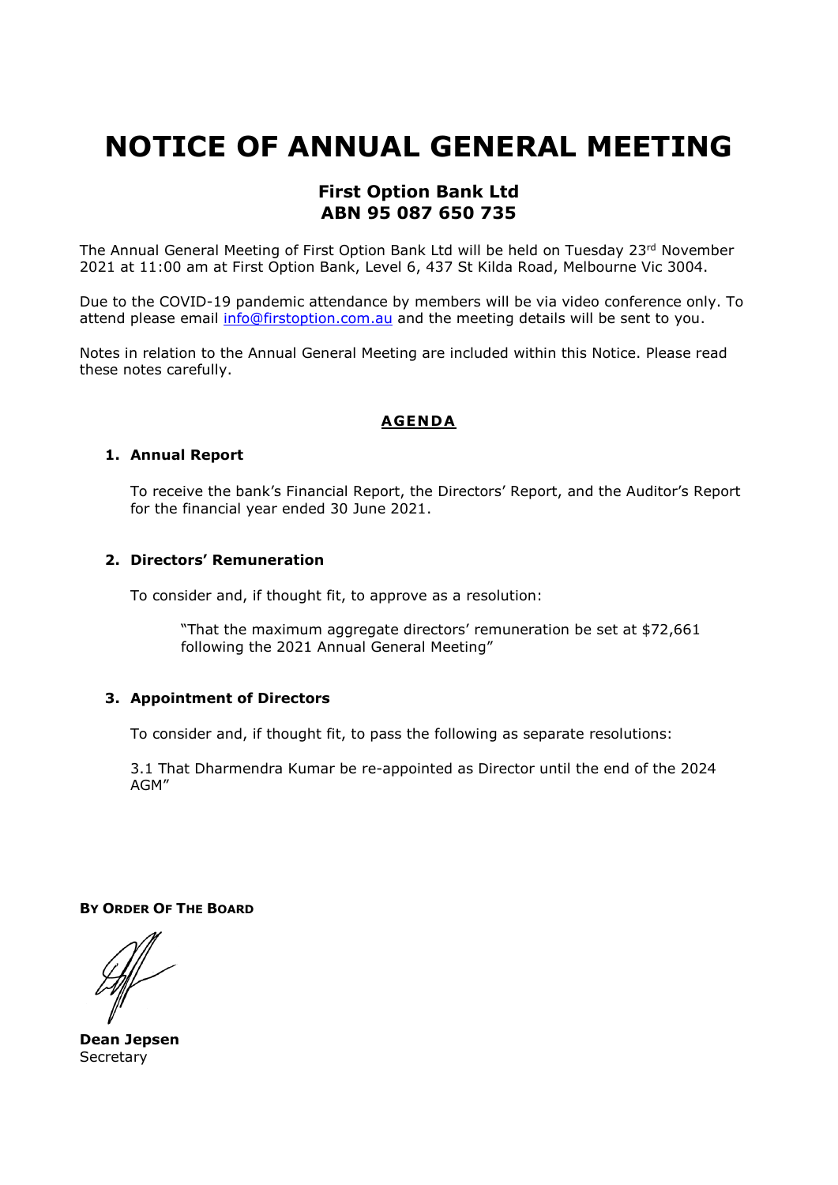# NOTICE OF ANNUAL GENERAL MEETING

## First Option Bank Ltd
## ABN 95 087 650 735

The Annual General Meeting of First Option Bank Ltd will be held on Tuesday 23rd November 2021 at 11:00 am at First Option Bank, Level 6, 437 St Kilda Road, Melbourne Vic 3004.

Due to the COVID-19 pandemic attendance by members will be via video conference only. To attend please email info@firstoption.com.au and the meeting details will be sent to you.

Notes in relation to the Annual General Meeting are included within this Notice. Please read these notes carefully.

**AGENDA**

1. **Annual Report**

   To receive the bank's Financial Report, the Directors' Report, and the Auditor's Report for the financial year ended 30 June 2021.

2. **Directors' Remuneration**

   To consider and, if thought fit, to approve as a resolution:

   > "That the maximum aggregate directors' remuneration be set at $72,661 following the 2021 Annual General Meeting"

3. **Appointment of Directors**

   To consider and, if thought fit, to pass the following as separate resolutions:

   3.1 That Dharmendra Kumar be re-appointed as Director until the end of the 2024 AGM"

**BY ORDER OF THE BOARD**

**Dean Jepsen**
Secretary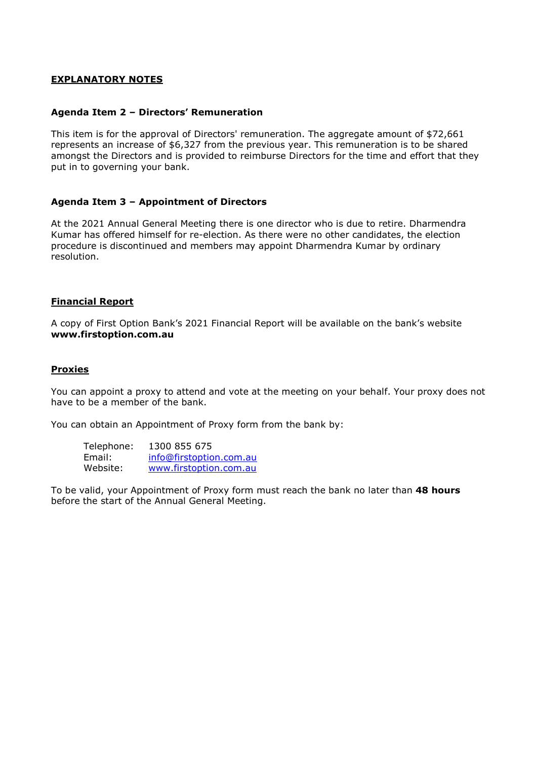## EXPLANATORY NOTES

### Agenda Item 2 – Directors' Remuneration

This item is for the approval of Directors' remuneration. The aggregate amount of $72,661 represents an increase of $6,327 from the previous year. This remuneration is to be shared amongst the Directors and is provided to reimburse Directors for the time and effort that they put in to governing your bank.

### Agenda Item 3 – Appointment of Directors

At the 2021 Annual General Meeting there is one director who is due to retire. Dharmendra Kumar has offered himself for re-election. As there were no other candidates, the election procedure is discontinued and members may appoint Dharmendra Kumar by ordinary resolution.

## Financial Report

A copy of First Option Bank's 2021 Financial Report will be available on the bank's website **www.firstoption.com.au**

## Proxies

You can appoint a proxy to attend and vote at the meeting on your behalf. Your proxy does not have to be a member of the bank.

You can obtain an Appointment of Proxy form from the bank by:

| | |
|---|---|
| Telephone: | 1300 855 675 |
| Email: | info@firstoption.com.au |
| Website: | www.firstoption.com.au |

To be valid, your Appointment of Proxy form must reach the bank no later than **48 hours** before the start of the Annual General Meeting.